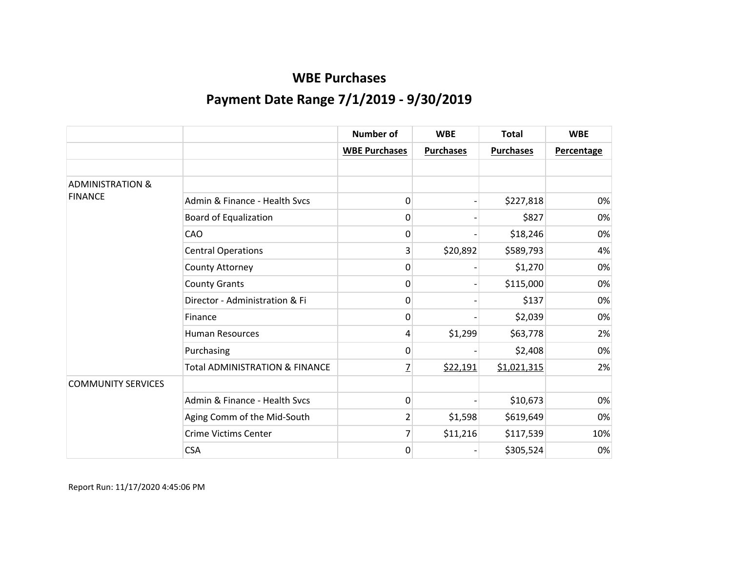# WBE Purchases

## Payment Date Range 7/1/2019 - 9/30/2019

| | | Number of WBE Purchases | WBE Purchases | Total Purchases | WBE Percentage |
|---|---|---|---|---|---|
| | | | | | |
| ADMINISTRATION & FINANCE | | | | | |
| | Admin & Finance - Health Svcs | 0 | - | $227,818 | 0% |
| | Board of Equalization | 0 | - | $827 | 0% |
| | CAO | 0 | - | $18,246 | 0% |
| | Central Operations | 3 | $20,892 | $589,793 | 4% |
| | County Attorney | 0 | - | $1,270 | 0% |
| | County Grants | 0 | - | $115,000 | 0% |
| | Director - Administration & Fi | 0 | - | $137 | 0% |
| | Finance | 0 | - | $2,039 | 0% |
| | Human Resources | 4 | $1,299 | $63,778 | 2% |
| | Purchasing | 0 | - | $2,408 | 0% |
| | Total ADMINISTRATION & FINANCE | 7 | $22,191 | $1,021,315 | 2% |
| COMMUNITY SERVICES | | | | | |
| | Admin & Finance - Health Svcs | 0 | - | $10,673 | 0% |
| | Aging Comm of the Mid-South | 2 | $1,598 | $619,649 | 0% |
| | Crime Victims Center | 7 | $11,216 | $117,539 | 10% |
| | CSA | 0 | - | $305,524 | 0% |

Report Run: 11/17/2020 4:45:06 PM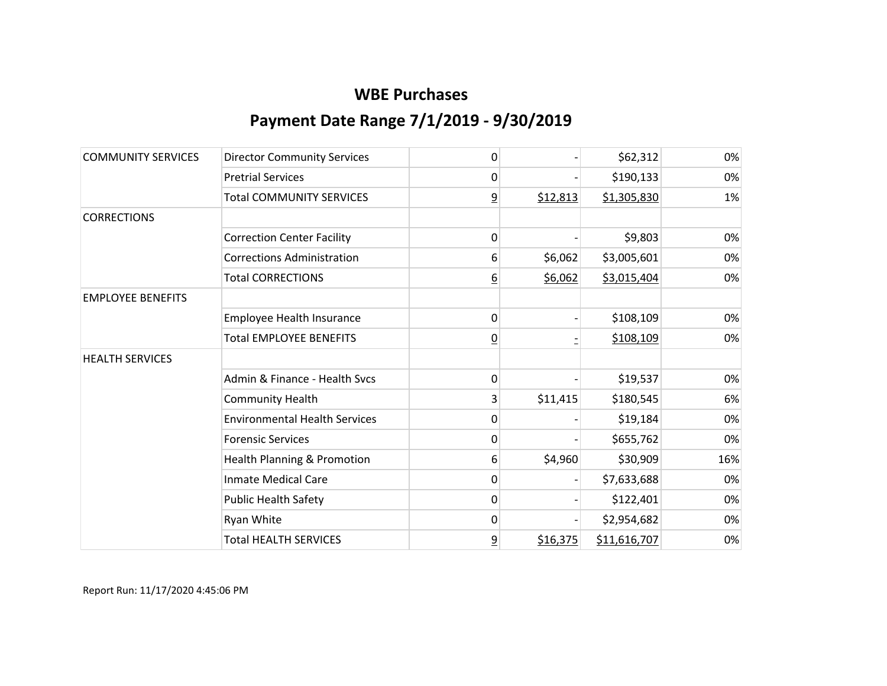# WBE Purchases

## Payment Date Range 7/1/2019 - 9/30/2019

| | | | | | |
|---|---|---|---|---|---|
| COMMUNITY SERVICES | Director Community Services | 0 | - | $62,312 | 0% |
| | Pretrial Services | 0 | - | $190,133 | 0% |
| | Total COMMUNITY SERVICES | 9 | $12,813 | $1,305,830 | 1% |
| CORRECTIONS | | | | | |
| | Correction Center Facility | 0 | - | $9,803 | 0% |
| | Corrections Administration | 6 | $6,062 | $3,005,601 | 0% |
| | Total CORRECTIONS | 6 | $6,062 | $3,015,404 | 0% |
| EMPLOYEE BENEFITS | | | | | |
| | Employee Health Insurance | 0 | - | $108,109 | 0% |
| | Total EMPLOYEE BENEFITS | 0 | - | $108,109 | 0% |
| HEALTH SERVICES | | | | | |
| | Admin & Finance - Health Svcs | 0 | - | $19,537 | 0% |
| | Community Health | 3 | $11,415 | $180,545 | 6% |
| | Environmental Health Services | 0 | - | $19,184 | 0% |
| | Forensic Services | 0 | - | $655,762 | 0% |
| | Health Planning & Promotion | 6 | $4,960 | $30,909 | 16% |
| | Inmate Medical Care | 0 | - | $7,633,688 | 0% |
| | Public Health Safety | 0 | - | $122,401 | 0% |
| | Ryan White | 0 | - | $2,954,682 | 0% |
| | Total HEALTH SERVICES | 9 | $16,375 | $11,616,707 | 0% |

Report Run: 11/17/2020 4:45:06 PM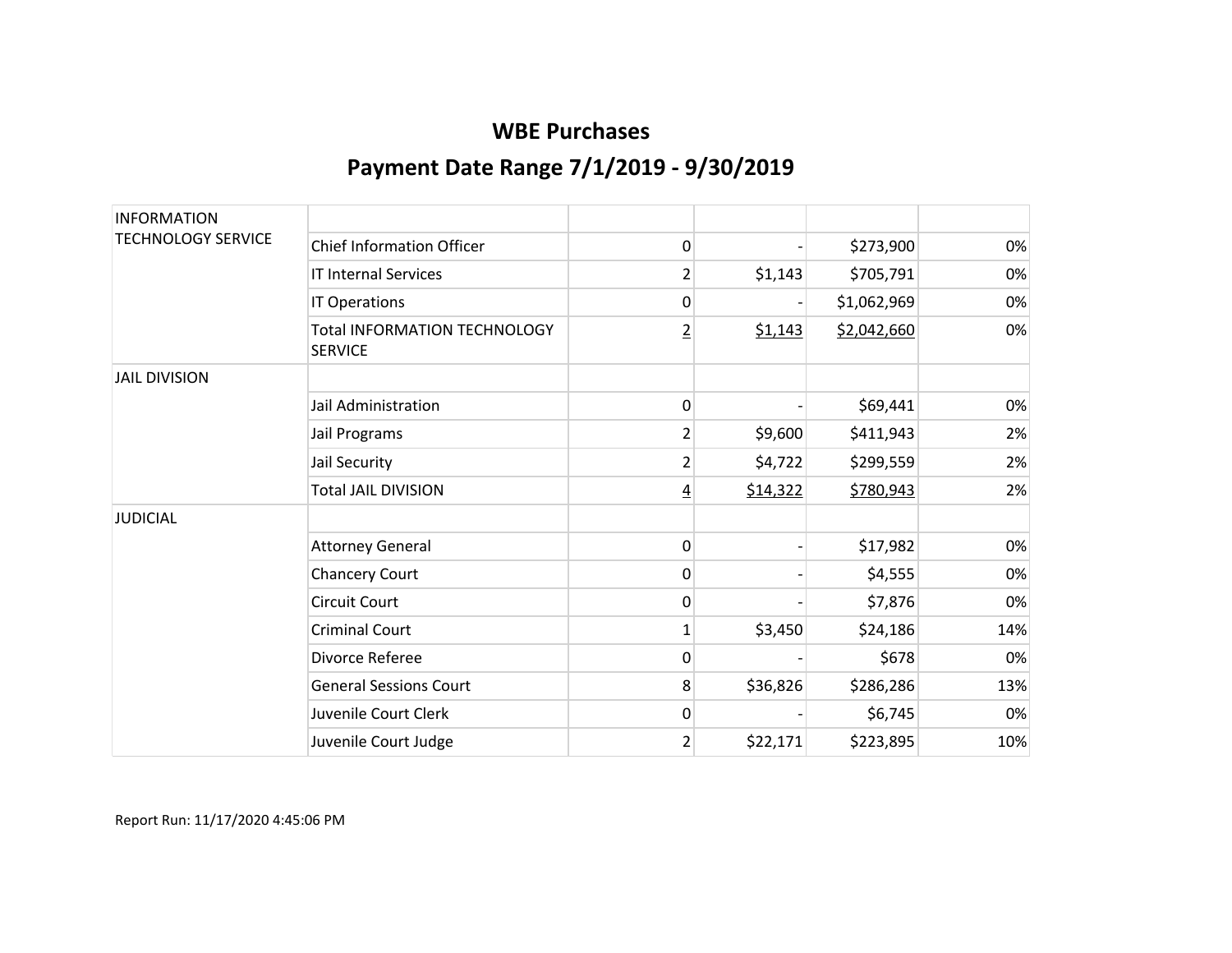## WBE Purchases

## Payment Date Range 7/1/2019 - 9/30/2019

| | | | | | |
|---|---|---|---|---|---|
| INFORMATION TECHNOLOGY SERVICE | | | | | |
| | Chief Information Officer | 0 | - | $273,900 | 0% |
| | IT Internal Services | 2 | $1,143 | $705,791 | 0% |
| | IT Operations | 0 | - | $1,062,969 | 0% |
| | Total INFORMATION TECHNOLOGY SERVICE | 2 | $1,143 | $2,042,660 | 0% |
| JAIL DIVISION | | | | | |
| | Jail Administration | 0 | - | $69,441 | 0% |
| | Jail Programs | 2 | $9,600 | $411,943 | 2% |
| | Jail Security | 2 | $4,722 | $299,559 | 2% |
| | Total JAIL DIVISION | 4 | $14,322 | $780,943 | 2% |
| JUDICIAL | | | | | |
| | Attorney General | 0 | - | $17,982 | 0% |
| | Chancery Court | 0 | - | $4,555 | 0% |
| | Circuit Court | 0 | - | $7,876 | 0% |
| | Criminal Court | 1 | $3,450 | $24,186 | 14% |
| | Divorce Referee | 0 | - | $678 | 0% |
| | General Sessions Court | 8 | $36,826 | $286,286 | 13% |
| | Juvenile Court Clerk | 0 | - | $6,745 | 0% |
| | Juvenile Court Judge | 2 | $22,171 | $223,895 | 10% |

Report Run: 11/17/2020 4:45:06 PM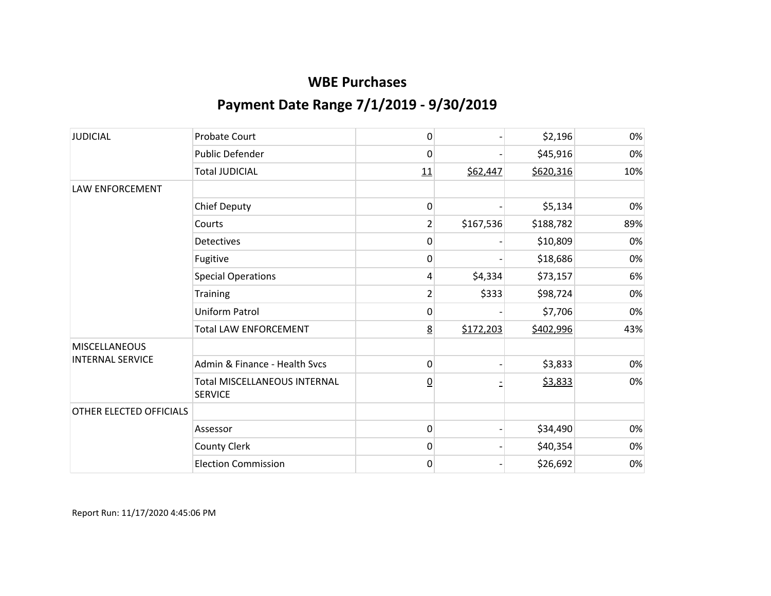# WBE Purchases

## Payment Date Range 7/1/2019 - 9/30/2019

| | | | | | |
|---|---|---|---|---|---|
| JUDICIAL | Probate Court | 0 | - | $2,196 | 0% |
| | Public Defender | 0 | - | $45,916 | 0% |
| | Total JUDICIAL | 11 | $62,447 | $620,316 | 10% |
| LAW ENFORCEMENT | | | | | |
| | Chief Deputy | 0 | - | $5,134 | 0% |
| | Courts | 2 | $167,536 | $188,782 | 89% |
| | Detectives | 0 | - | $10,809 | 0% |
| | Fugitive | 0 | - | $18,686 | 0% |
| | Special Operations | 4 | $4,334 | $73,157 | 6% |
| | Training | 2 | $333 | $98,724 | 0% |
| | Uniform Patrol | 0 | - | $7,706 | 0% |
| | Total LAW ENFORCEMENT | 8 | $172,203 | $402,996 | 43% |
| MISCELLANEOUS INTERNAL SERVICE | | | | | |
| | Admin & Finance - Health Svcs | 0 | - | $3,833 | 0% |
| | Total MISCELLANEOUS INTERNAL SERVICE | 0 | - | $3,833 | 0% |
| OTHER ELECTED OFFICIALS | | | | | |
| | Assessor | 0 | - | $34,490 | 0% |
| | County Clerk | 0 | - | $40,354 | 0% |
| | Election Commission | 0 | - | $26,692 | 0% |

Report Run: 11/17/2020 4:45:06 PM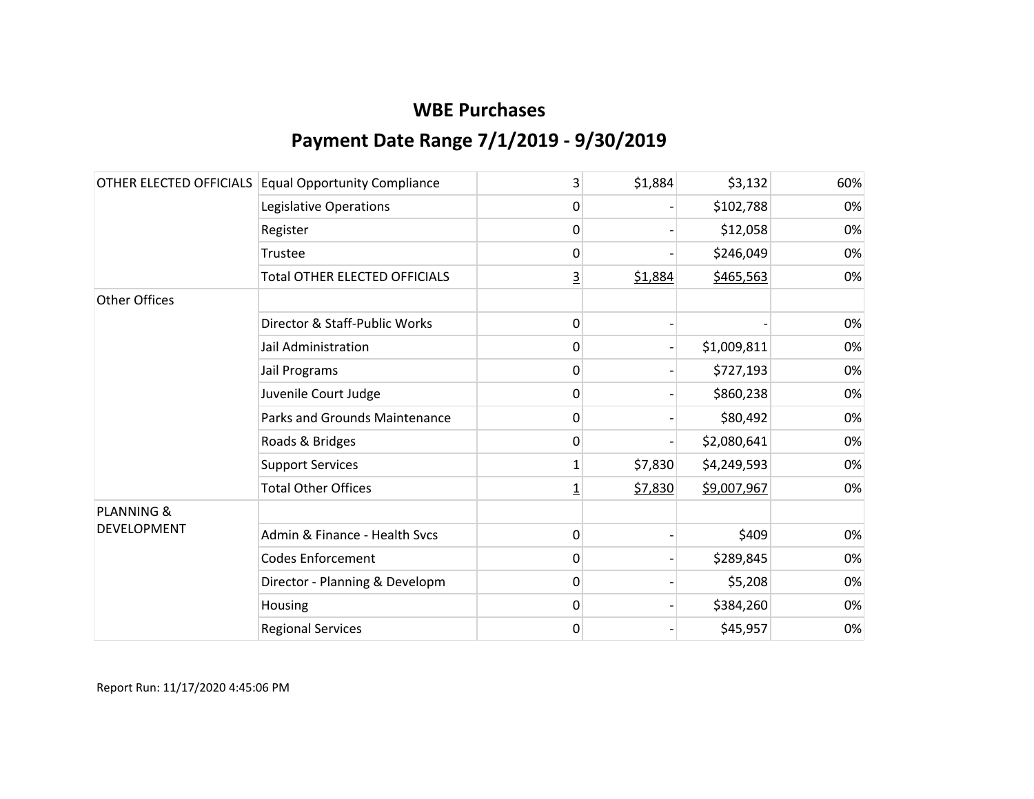## WBE Purchases

## Payment Date Range 7/1/2019 - 9/30/2019

| | | | | | |
|---|---|---|---|---|---|
| OTHER ELECTED OFFICIALS | Equal Opportunity Compliance | 3 | $1,884 | $3,132 | 60% |
| | Legislative Operations | 0 | - | $102,788 | 0% |
| | Register | 0 | - | $12,058 | 0% |
| | Trustee | 0 | - | $246,049 | 0% |
| | Total OTHER ELECTED OFFICIALS | 3 | $1,884 | $465,563 | 0% |
| Other Offices | | | | | |
| | Director & Staff-Public Works | 0 | - | - | 0% |
| | Jail Administration | 0 | - | $1,009,811 | 0% |
| | Jail Programs | 0 | - | $727,193 | 0% |
| | Juvenile Court Judge | 0 | - | $860,238 | 0% |
| | Parks and Grounds Maintenance | 0 | - | $80,492 | 0% |
| | Roads & Bridges | 0 | - | $2,080,641 | 0% |
| | Support Services | 1 | $7,830 | $4,249,593 | 0% |
| | Total Other Offices | 1 | $7,830 | $9,007,967 | 0% |
| PLANNING & DEVELOPMENT | | | | | |
| | Admin & Finance - Health Svcs | 0 | - | $409 | 0% |
| | Codes Enforcement | 0 | - | $289,845 | 0% |
| | Director - Planning & Developm | 0 | - | $5,208 | 0% |
| | Housing | 0 | - | $384,260 | 0% |
| | Regional Services | 0 | - | $45,957 | 0% |

Report Run: 11/17/2020 4:45:06 PM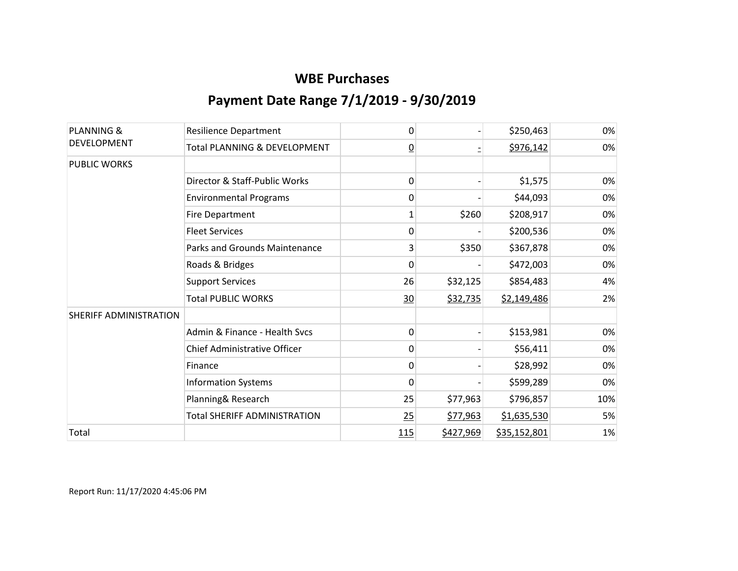# WBE Purchases

## Payment Date Range 7/1/2019 - 9/30/2019

| | | | | | |
|---|---|---|---|---|---|
| PLANNING & DEVELOPMENT | Resilience Department | 0 | - | $250,463 | 0% |
| | Total PLANNING & DEVELOPMENT | 0 | - | $976,142 | 0% |
| PUBLIC WORKS | | | | | |
| | Director & Staff-Public Works | 0 | - | $1,575 | 0% |
| | Environmental Programs | 0 | - | $44,093 | 0% |
| | Fire Department | 1 | $260 | $208,917 | 0% |
| | Fleet Services | 0 | - | $200,536 | 0% |
| | Parks and Grounds Maintenance | 3 | $350 | $367,878 | 0% |
| | Roads & Bridges | 0 | - | $472,003 | 0% |
| | Support Services | 26 | $32,125 | $854,483 | 4% |
| | Total PUBLIC WORKS | 30 | $32,735 | $2,149,486 | 2% |
| SHERIFF ADMINISTRATION | | | | | |
| | Admin & Finance - Health Svcs | 0 | - | $153,981 | 0% |
| | Chief Administrative Officer | 0 | - | $56,411 | 0% |
| | Finance | 0 | - | $28,992 | 0% |
| | Information Systems | 0 | - | $599,289 | 0% |
| | Planning& Research | 25 | $77,963 | $796,857 | 10% |
| | Total SHERIFF ADMINISTRATION | 25 | $77,963 | $1,635,530 | 5% |
| Total | | 115 | $427,969 | $35,152,801 | 1% |

Report Run: 11/17/2020 4:45:06 PM